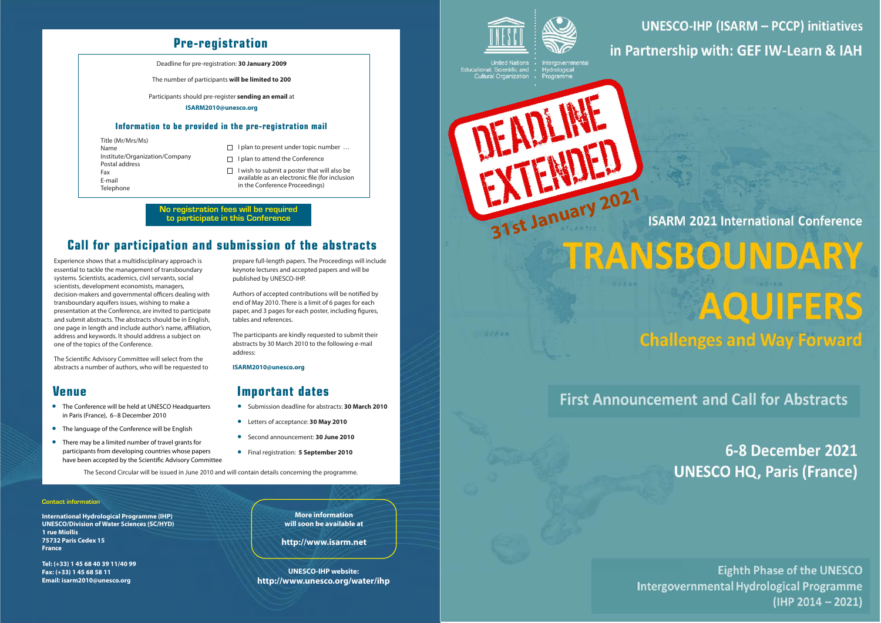## Pre-registration

Deadline for pre-registration: **30 January 2009**

The number of participants **will be limited to 200**

Participants should pre-register **sending an email** at

**ISARM2010@unesco.org**

### Information to be provided in the pre-registration mail

Title (Mr/Mrs/Ms)
Name
Institute/Organization/Company
Postal address
Fax
E-mail
Telephone

- ☐ I plan to present under topic number …
- ☐ I plan to attend the Conference
- ☐ I wish to submit a poster that will also be available as an electronic file (for inclusion in the Conference Proceedings)

**No registration fees will be required to participate in this Conference**

## Call for participation and submission of the abstracts

Experience shows that a multidisciplinary approach is essential to tackle the management of transboundary systems. Scientists, academics, civil servants, social scientists, development economists, managers, decision-makers and governmental officers dealing with transboundary aquifers issues, wishing to make a presentation at the Conference, are invited to participate and submit abstracts. The abstracts should be in English, one page in length and include author's name, affiliation, address and keywords. It should address a subject on one of the topics of the Conference.

The Scientific Advisory Committee will select from the abstracts a number of authors, who will be requested to prepare full-length papers. The Proceedings will include keynote lectures and accepted papers and will be published by UNESCO-IHP.

Authors of accepted contributions will be notified by end of May 2010. There is a limit of 6 pages for each paper, and 3 pages for each poster, including figures, tables and references.

The participants are kindly requested to submit their abstracts by 30 March 2010 to the following e-mail address:

**ISARM2010@unesco.org**

## Venue

- The Conference will be held at UNESCO Headquarters in Paris (France), 6–8 December 2010
- The language of the Conference will be English
- There may be a limited number of travel grants for participants from developing countries whose papers have been accepted by the Scientific Advisory Committee

## Important dates

- Submission deadline for abstracts: **30 March 2010**
- Letters of acceptance: **30 May 2010**
- Second announcement: **30 June 2010**
- Final registration: **5 September 2010**

The Second Circular will be issued in June 2010 and will contain details concerning the programme.

Contact information

**International Hydrological Programme (IHP)**
**UNESCO/Division of Water Sciences (SC/HYD)**
**1 rue Miollis**
**75732 Paris Cedex 15**
**France**

**Tel: (+33) 1 45 68 40 39 11/40 99**
**Fax: (+33) 1 45 68 58 11**
**Email: isarm2010@unesco.org**

**More information will soon be available at**

**http://www.isarm.net**

**UNESCO-IHP website:**
**http://www.unesco.org/water/ihp**

United Nations Educational, Scientific and Cultural Organization

Intergovernmental Hydrological Programme

**UNESCO-IHP (ISARM – PCCP) initiatives in Partnership with: GEF IW-Learn & IAH**

DEADLINE EXTENDED

31st January 2021

**ISARM 2021 International Conference**

# TRANSBOUNDARY AQUIFERS

## Challenges and Way Forward

First Announcement and Call for Abstracts

**6-8 December 2021**
**UNESCO HQ, Paris (France)**

Eighth Phase of the UNESCO Intergovernmental Hydrological Programme (IHP 2014 – 2021)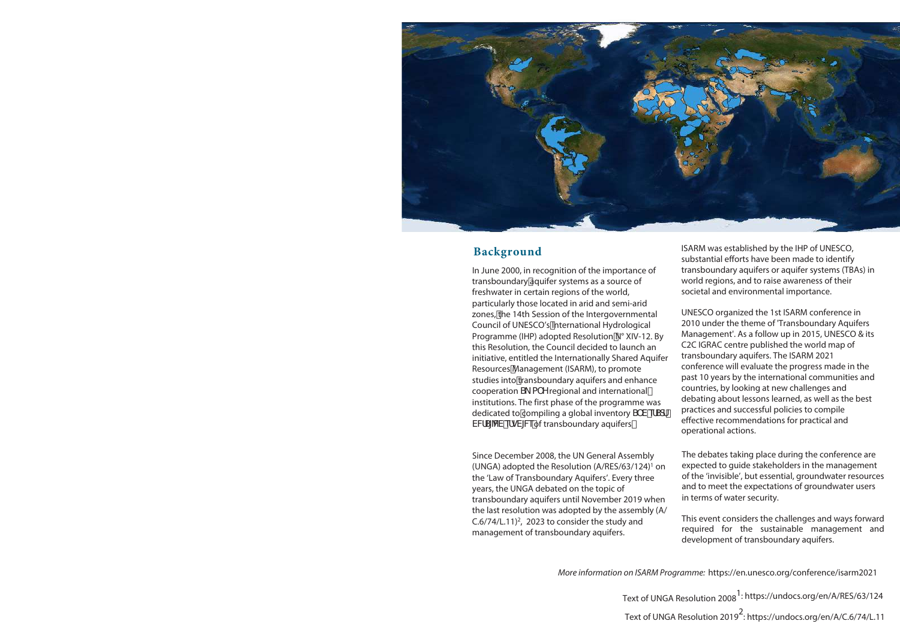## Background

In June 2000, in recognition of the importance of transboundary aquifer systems as a source of freshwater in certain regions of the world, particularly those located in arid and semi-arid zones, the 14th Session of the Intergovernmental Council of UNESCO's International Hydrological Programme (IHP) adopted Resolution N° XIV-12. By this Resolution, the Council decided to launch an initiative, entitled the Internationally Shared Aquifer Resources Management (ISARM), to promote studies into transboundary aquifers and enhance cooperation BN PO H regional and international institutions. The first phase of the programme was dedicated to compiling a global inventory BOE TUBSU EFUBJMFE TUVEJFT of transboundary aquifers.

Since December 2008, the UN General Assembly (UNGA) adopted the Resolution (A/RES/63/124)[1] on the 'Law of Transboundary Aquifers'. Every three years, the UNGA debated on the topic of transboundary aquifers until November 2019 when the last resolution was adopted by the assembly (A/C.6/74/L.11)[2], 2023 to consider the study and management of transboundary aquifers.

ISARM was established by the IHP of UNESCO, substantial efforts have been made to identify transboundary aquifers or aquifer systems (TBAs) in world regions, and to raise awareness of their societal and environmental importance.

UNESCO organized the 1st ISARM conference in 2010 under the theme of 'Transboundary Aquifers Management'. As a follow up in 2015, UNESCO & its C2C IGRAC centre published the world map of transboundary aquifers. The ISARM 2021 conference will evaluate the progress made in the past 10 years by the international communities and countries, by looking at new challenges and debating about lessons learned, as well as the best practices and successful policies to compile effective recommendations for practical and operational actions.

The debates taking place during the conference are expected to guide stakeholders in the management of the 'invisible', but essential, groundwater resources and to meet the expectations of groundwater users in terms of water security.

This event considers the challenges and ways forward required for the sustainable management and development of transboundary aquifers.

*More information on ISARM Programme:* https://en.unesco.org/conference/isarm2021

Text of UNGA Resolution 2008[1]: https://undocs.org/en/A/RES/63/124

Text of UNGA Resolution 2019[2]: https://undocs.org/en/A/C.6/74/L.11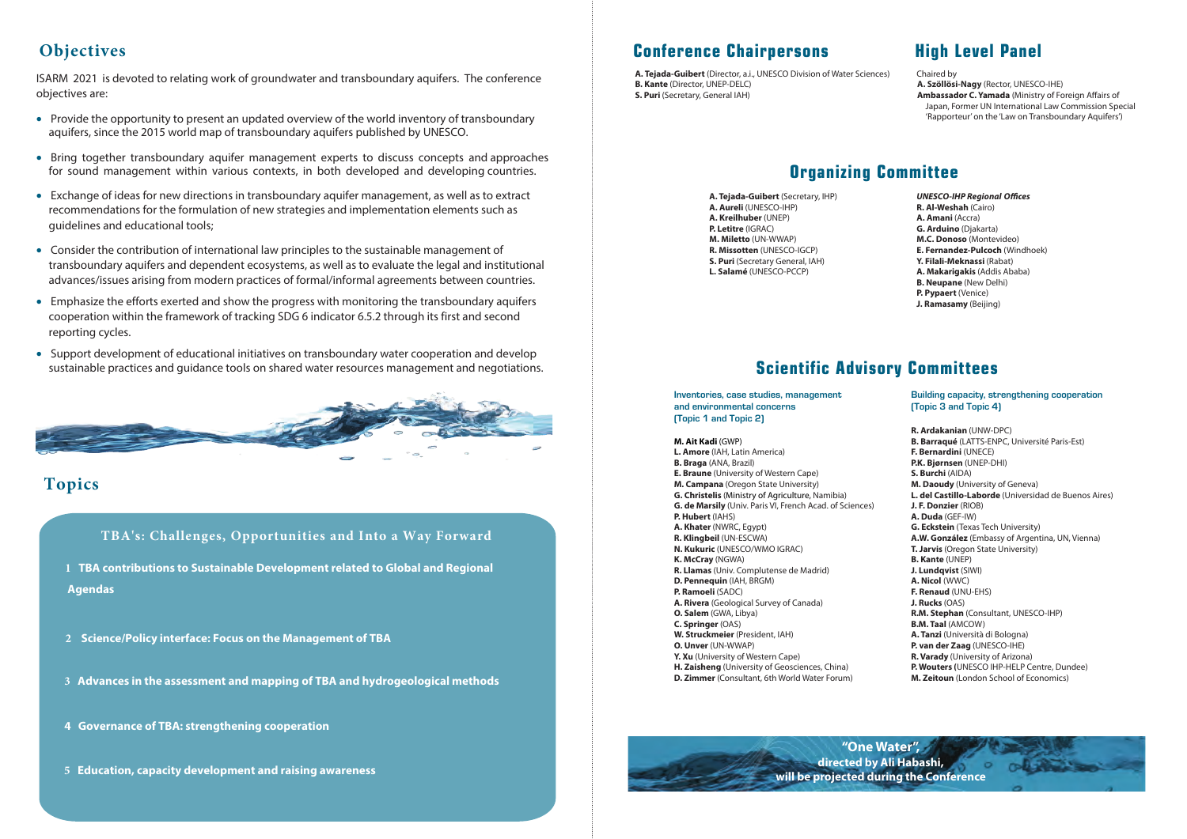## Objectives

ISARM 2021 is devoted to relating work of groundwater and transboundary aquifers. The conference objectives are:

- Provide the opportunity to present an updated overview of the world inventory of transboundary aquifers, since the 2015 world map of transboundary aquifers published by UNESCO.
- Bring together transboundary aquifer management experts to discuss concepts and approaches for sound management within various contexts, in both developed and developing countries.
- Exchange of ideas for new directions in transboundary aquifer management, as well as to extract recommendations for the formulation of new strategies and implementation elements such as guidelines and educational tools;
- Consider the contribution of international law principles to the sustainable management of transboundary aquifers and dependent ecosystems, as well as to evaluate the legal and institutional advances/issues arising from modern practices of formal/informal agreements between countries.
- Emphasize the efforts exerted and show the progress with monitoring the transboundary aquifers cooperation within the framework of tracking SDG 6 indicator 6.5.2 through its first and second reporting cycles.
- Support development of educational initiatives on transboundary water cooperation and develop sustainable practices and guidance tools on shared water resources management and negotiations.

## Topics

### TBA's: Challenges, Opportunities and Into a Way Forward

1 **TBA contributions to Sustainable Development related to Global and Regional Agendas**

2 **Science/Policy interface: Focus on the Management of TBA**

3 **Advances in the assessment and mapping of TBA and hydrogeological methods**

4 **Governance of TBA: strengthening cooperation**

5 **Education, capacity development and raising awareness**

## Conference Chairpersons

**A. Tejada-Guibert** (Director, a.i., UNESCO Division of Water Sciences)
**B. Kante** (Director, UNEP-DELC)
**S. Puri** (Secretary, General IAH)

## High Level Panel

Chaired by
**A. Szöllösi-Nagy** (Rector, UNESCO-IHE)
**Ambassador C. Yamada** (Ministry of Foreign Affairs of Japan, Former UN International Law Commission Special 'Rapporteur' on the 'Law on Transboundary Aquifers')

## Organizing Committee

**A. Tejada-Guibert** (Secretary, IHP)
**A. Aureli** (UNESCO-IHP)
**A. Kreilhuber** (UNEP)
**P. Letitre** (IGRAC)
**M. Miletto** (UN-WWAP)
**R. Missotten** (UNESCO-IGCP)
**S. Puri** (Secretary General, IAH)
**L. Salamé** (UNESCO-PCCP)

***UNESCO-IHP Regional Offices***
**R. Al-Weshah** (Cairo)
**A. Amani** (Accra)
**G. Arduino** (Djakarta)
**M.C. Donoso** (Montevideo)
**E. Fernandez-Pulcoch** (Windhoek)
**Y. Filali-Meknassi** (Rabat)
**A. Makarigakis** (Addis Ababa)
**B. Neupane** (New Delhi)
**P. Pypaert** (Venice)
**J. Ramasamy** (Beijing)

## Scientific Advisory Committees

### Inventories, case studies, management and environmental concerns (Topic 1 and Topic 2)

**M. Ait Kadi** (GWP)
**L. Amore** (IAH, Latin America)
**B. Braga** (ANA, Brazil)
**E. Braune** (University of Western Cape)
**M. Campana** (Oregon State University)
**G. Christelis** (Ministry of Agriculture, Namibia)
**G. de Marsily** (Univ. Paris VI, French Acad. of Sciences)
**P. Hubert** (IAHS)
**A. Khater** (NWRC, Egypt)
**R. Klingbeil** (UN-ESCWA)
**N. Kukuric** (UNESCO/WMO IGRAC)
**K. McCray** (NGWA)
**R. Llamas** (Univ. Complutense de Madrid)
**D. Pennequin** (IAH, BRGM)
**P. Ramoeli** (SADC)
**A. Rivera** (Geological Survey of Canada)
**O. Salem** (GWA, Libya)
**C. Springer** (OAS)
**W. Struckmeier** (President, IAH)
**O. Unver** (UN-WWAP)
**Y. Xu** (University of Western Cape)
**H. Zaisheng** (University of Geosciences, China)
**D. Zimmer** (Consultant, 6th World Water Forum)

### Building capacity, strengthening cooperation (Topic 3 and Topic 4)

**R. Ardakanian** (UNW-DPC)
**B. Barraqué** (LATTS-ENPC, Université Paris-Est)
**F. Bernardini** (UNECE)
**P.K. Bjørnsen** (UNEP-DHI)
**S. Burchi** (AIDA)
**M. Daoudy** (University of Geneva)
**L. del Castillo-Laborde** (Universidad de Buenos Aires)
**J. F. Donzier** (RIOB)
**A. Duda** (GEF-IW)
**G. Eckstein** (Texas Tech University)
**A.W. González** (Embassy of Argentina, UN, Vienna)
**T. Jarvis** (Oregon State University)
**B. Kante** (UNEP)
**J. Lundqvist** (SIWI)
**A. Nicol** (WWC)
**F. Renaud** (UNU-EHS)
**J. Rucks** (OAS)
**R.M. Stephan** (Consultant, UNESCO-IHP)
**B.M. Taal** (AMCOW)
**A. Tanzi** (Università di Bologna)
**P. van der Zaag** (UNESCO-IHE)
**R. Varady** (University of Arizona)
**P. Wouters** (UNESCO IHP-HELP Centre, Dundee)
**M. Zeitoun** (London School of Economics)

**"One Water", directed by Ali Habashi, will be projected during the Conference**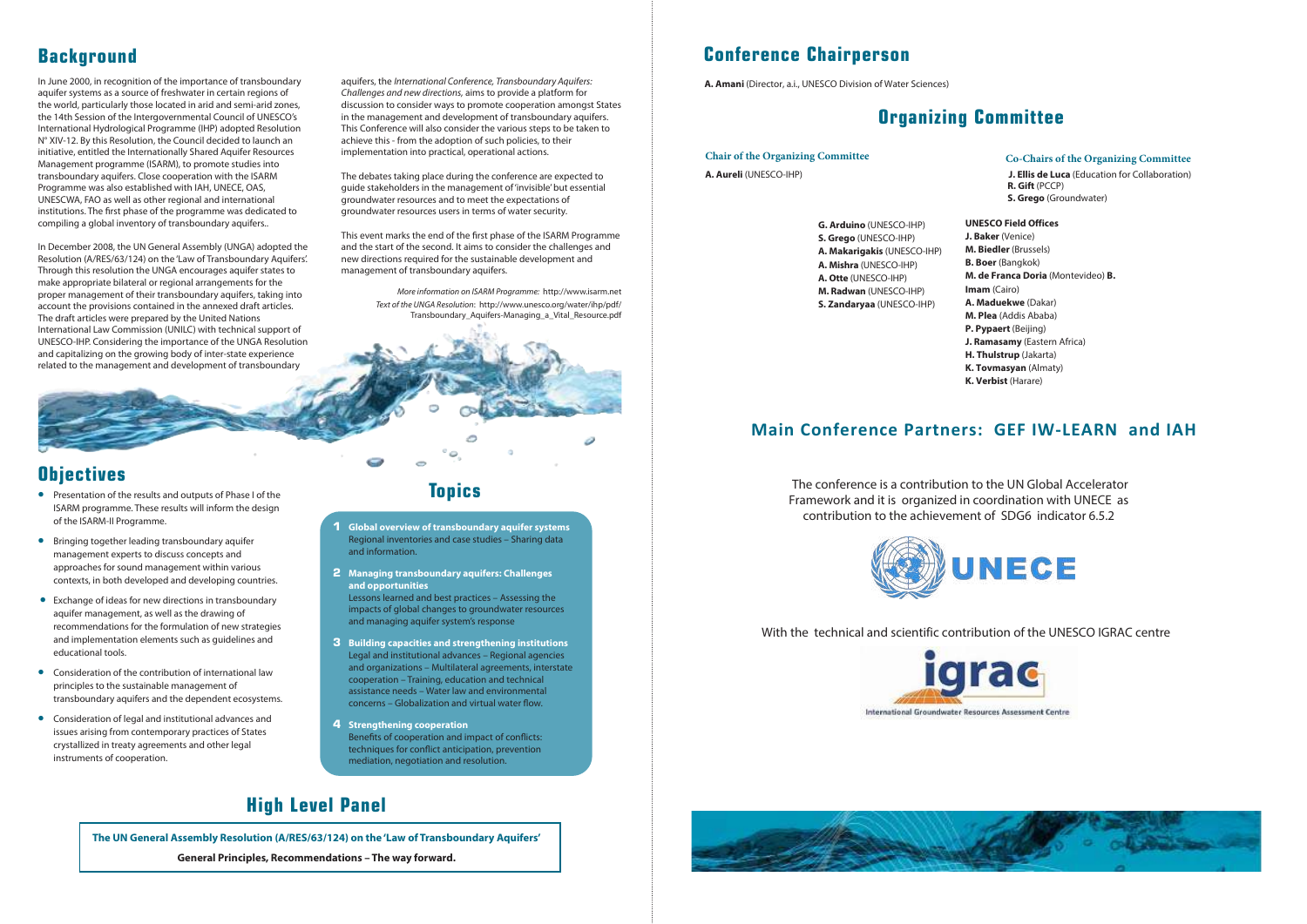## Background

In June 2000, in recognition of the importance of transboundary aquifer systems as a source of freshwater in certain regions of the world, particularly those located in arid and semi-arid zones, the 14th Session of the Intergovernmental Council of UNESCO's International Hydrological Programme (IHP) adopted Resolution N° XIV-12. By this Resolution, the Council decided to launch an initiative, entitled the Internationally Shared Aquifer Resources Management programme (ISARM), to promote studies into transboundary aquifers. Close cooperation with the ISARM Programme was also established with IAH, UNECE, OAS, UNESCWA, FAO as well as other regional and international institutions. The first phase of the programme was dedicated to compiling a global inventory of transboundary aquifers..

In December 2008, the UN General Assembly (UNGA) adopted the Resolution (A/RES/63/124) on the 'Law of Transboundary Aquifers'. Through this resolution the UNGA encourages aquifer states to make appropriate bilateral or regional arrangements for the proper management of their transboundary aquifers, taking into account the provisions contained in the annexed draft articles. The draft articles were prepared by the United Nations International Law Commission (UNILC) with technical support of UNESCO-IHP. Considering the importance of the UNGA Resolution and capitalizing on the growing body of inter-state experience related to the management and development of transboundary aquifers, the *International Conference, Transboundary Aquifers: Challenges and new directions,* aims to provide a platform for discussion to consider ways to promote cooperation amongst States in the management and development of transboundary aquifers. This Conference will also consider the various steps to be taken to achieve this - from the adoption of such policies, to their implementation into practical, operational actions.

The debates taking place during the conference are expected to guide stakeholders in the management of 'invisible' but essential groundwater resources and to meet the expectations of groundwater resources users in terms of water security.

This event marks the end of the first phase of the ISARM Programme and the start of the second. It aims to consider the challenges and new directions required for the sustainable development and management of transboundary aquifers.

*More information on ISARM Programme:* http://www.isarm.net
*Text of the UNGA Resolution:* http://www.unesco.org/water/ihp/pdf/Transboundary_Aquifers-Managing_a_Vital_Resource.pdf

## Objectives

- Presentation of the results and outputs of Phase I of the ISARM programme. These results will inform the design of the ISARM-II Programme.
- Bringing together leading transboundary aquifer management experts to discuss concepts and approaches for sound management within various contexts, in both developed and developing countries.
- Exchange of ideas for new directions in transboundary aquifer management, as well as the drawing of recommendations for the formulation of new strategies and implementation elements such as guidelines and educational tools.
- Consideration of the contribution of international law principles to the sustainable management of transboundary aquifers and the dependent ecosystems.
- Consideration of legal and institutional advances and issues arising from contemporary practices of States crystallized in treaty agreements and other legal instruments of cooperation.

## Topics

1. **Global overview of transboundary aquifer systems**
   Regional inventories and case studies – Sharing data and information.
2. **Managing transboundary aquifers: Challenges and opportunities**
   Lessons learned and best practices – Assessing the impacts of global changes to groundwater resources and managing aquifer system's response
3. **Building capacities and strengthening institutions**
   Legal and institutional advances – Regional agencies and organizations – Multilateral agreements, interstate cooperation – Training, education and technical assistance needs – Water law and environmental concerns – Globalization and virtual water flow.
4. **Strengthening cooperation**
   Benefits of cooperation and impact of conflicts: techniques for conflict anticipation, prevention mediation, negotiation and resolution.

## High Level Panel

**The UN General Assembly Resolution (A/RES/63/124) on the 'Law of Transboundary Aquifers'**

**General Principles, Recommendations – The way forward.**

## Conference Chairperson

**A. Amani** (Director, a.i., UNESCO Division of Water Sciences)

## Organizing Committee

**Chair of the Organizing Committee**

**A. Aureli** (UNESCO-IHP)

**Co-Chairs of the Organizing Committee**

**J. Ellis de Luca** (Education for Collaboration)
**R. Gift** (PCCP)
**S. Grego** (Groundwater)

**G. Arduino** (UNESCO-IHP)
**S. Grego** (UNESCO-IHP)
**A. Makarigakis** (UNESCO-IHP)
**A. Mishra** (UNESCO-IHP)
**A. Otte** (UNESCO-IHP)
**M. Radwan** (UNESCO-IHP)
**S. Zandaryaa** (UNESCO-IHP)

**UNESCO Field Offices**
**J. Baker** (Venice)
**M. Biedler** (Brussels)
**B. Boer** (Bangkok)
**M. de Franca Doria** (Montevideo) **B. Imam** (Cairo)
**A. Maduekwe** (Dakar)
**M. Plea** (Addis Ababa)
**P. Pypaert** (Beijing)
**J. Ramasamy** (Eastern Africa)
**H. Thulstrup** (Jakarta)
**K. Tovmasyan** (Almaty)
**K. Verbist** (Harare)

## Main Conference Partners: GEF IW-LEARN and IAH

The conference is a contribution to the UN Global Accelerator Framework and it is organized in coordination with UNECE as contribution to the achievement of SDG6 indicator 6.5.2

UNECE

With the technical and scientific contribution of the UNESCO IGRAC centre

igrac
International Groundwater Resources Assessment Centre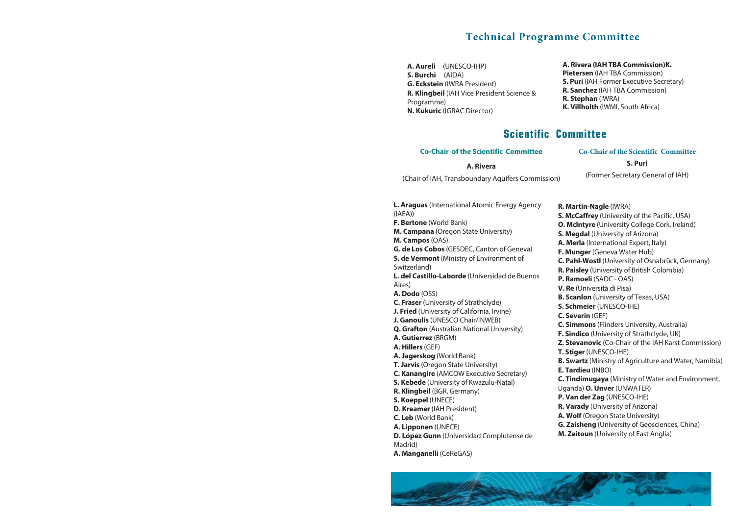# Technical Programme Committee

**A. Aureli** (UNESCO-IHP)
**S. Burchi** (AIDA)
**G. Eckstein** (IWRA President)
**R. Klingbeil** (IAH Vice President Science & Programme)
**N. Kukuric** (IGRAC Director)

**A. Rivera (IAH TBA Commission)K. Pietersen** (IAH TBA Commission)
**S. Puri** (IAH Former Executive Secretary)
**R. Sanchez** (IAH TBA Commission)
**R. Stephan** (IWRA)
**K. Villholth** (IWMI, South Africa)

# Scientific Committee

**Co-Chair of the Scientific Committee**

**A. Rivera**

(Chair of IAH, Transboundary Aquifers Commission)

**Co-Chair of the Scientific Committee**

**S. Puri**

(Former Secretary General of IAH)

**L. Araguas** (International Atomic Energy Agency (IAEA))
**F. Bertone** (World Bank)
**M. Campana** (Oregon State University)
**M. Campos** (OAS)
**G. de Los Cobos** (GESDEC, Canton of Geneva)
**S. de Vermont** (Ministry of Environment of Switzerland)
**L. del Castillo-Laborde** (Universidad de Buenos Aires)
**A. Dodo** (OSS)
**C. Fraser** (University of Strathclyde)
**J. Fried** (University of California, Irvine)
**J. Ganoulis** (UNESCO Chair/INWEB)
**Q. Grafton** (Australian National University)
**A. Gutierrez** (BRGM)
**A. Hillers** (GEF)
**A. Jagerskog** (World Bank)
**T. Jarvis** (Oregon State University)
**C. Kanangire** (AMCOW Executive Secretary)
**S. Kebede** (University of Kwazulu-Natal)
**R. Klingbeil** (BGR, Germany)
**S. Koeppel** (UNECE)
**D. Kreamer** (IAH President)
**C. Leb** (World Bank)
**A. Lipponen** (UNECE)
**D. López Gunn** (Universidad Complutense de Madrid)
**A. Manganelli** (CeReGAS)
**R. Martin-Nagle** (IWRA)
**S. McCaffrey** (University of the Pacific, USA)
**O. McIntyre** (University College Cork, Ireland)
**S. Megdal** (University of Arizona)
**A. Merla** (International Expert, Italy)
**F. Munger** (Geneva Water Hub)
**C. Pahl-Wostl** (University of Osnabrück, Germany)
**R. Paisley** (University of British Colombia)
**P. Ramoeli** (SADC - OAS)
**V. Re** (Università di Pisa)
**B. Scanlon** (University of Texas, USA)
**S. Schmeier** (UNESCO-IHE)
**C. Severin** (GEF)
**C. Simmons** (Flinders University, Australia)
**F. Sindico** (University of Strathclyde, UK)
**Z. Stevanovic** (Co-Chair of the IAH Karst Commission)
**T. Stiger** (UNESCO-IHE)
**B. Swartz** (Ministry of Agriculture and Water, Namibia)
**E. Tardieu** (INBO)
**C. Tindimugaya** (Ministry of Water and Environment, Uganda) **O. Unver** (UNWATER)
**P. Van der Zag** (UNESCO-IHE)
**R. Varady** (University of Arizona)
**A. Wolf** (Oregon State University)
**G. Zaisheng** (University of Geosciences, China)
**M. Zeitoun** (University of East Anglia)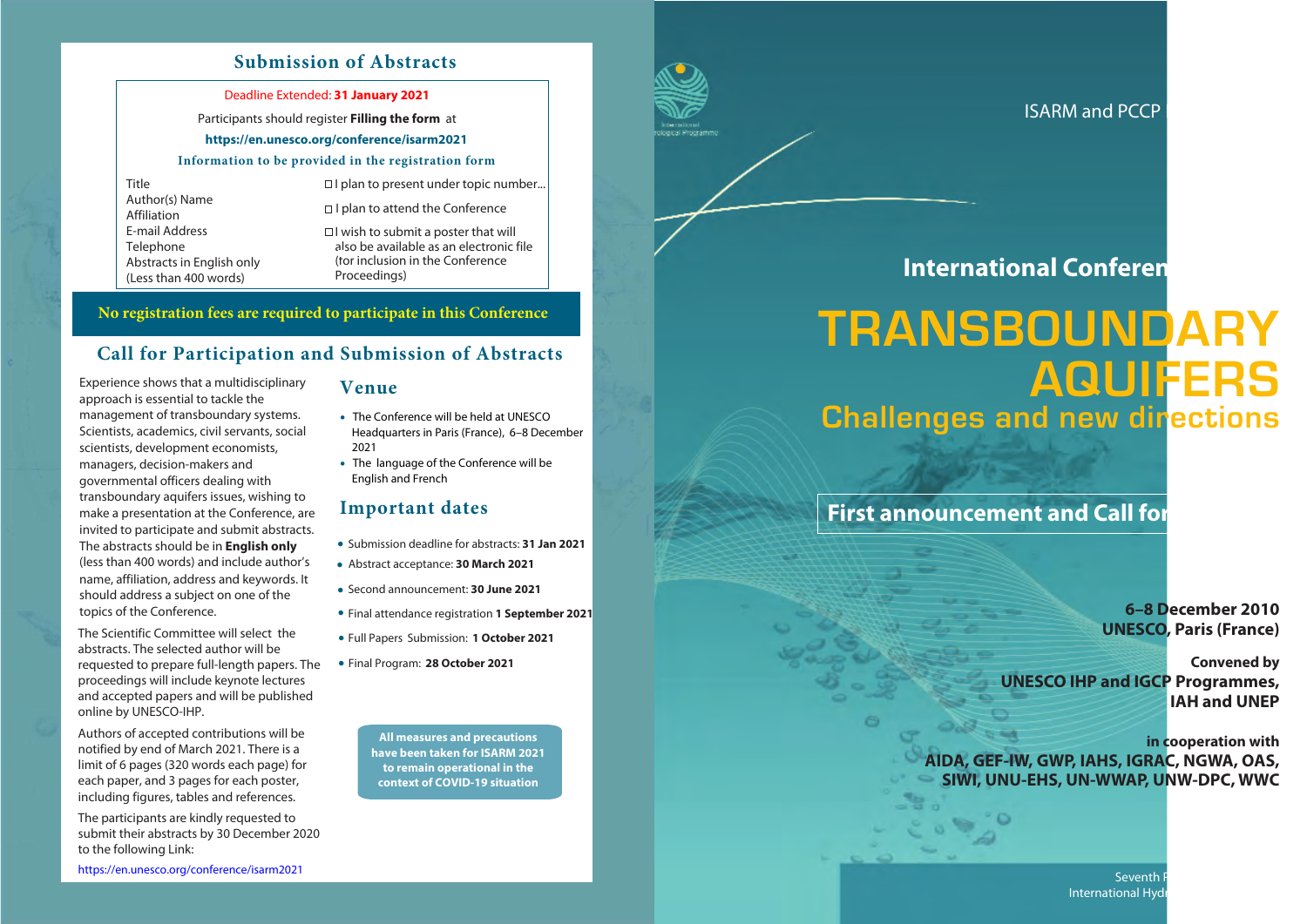## Submission of Abstracts

**Deadline Extended: 31 January 2021**

Participants should register **Filling the form** at

**https://en.unesco.org/conference/isarm2021**

### Information to be provided in the registration form

| | |
|---|---|
| Title | ☐ I plan to present under topic number... |
| Author(s) Name<br>Affiliation | ☐ I plan to attend the Conference |
| E-mail Address<br>Telephone<br>Abstracts in English only<br>(Less than 400 words) | ☐ I wish to submit a poster that will also be available as an electronic file (for inclusion in the Conference Proceedings) |

**No registration fees are required to participate in this Conference**

## Call for Participation and Submission of Abstracts

Experience shows that a multidisciplinary approach is essential to tackle the management of transboundary systems. Scientists, academics, civil servants, social scientists, development economists, managers, decision-makers and governmental officers dealing with transboundary aquifers issues, wishing to make a presentation at the Conference, are invited to participate and submit abstracts. The abstracts should be in **English only** (less than 400 words) and include author's name, affiliation, address and keywords. It should address a subject on one of the topics of the Conference.

The Scientific Committee will select the abstracts. The selected author will be requested to prepare full-length papers. The proceedings will include keynote lectures and accepted papers and will be published online by UNESCO-IHP.

Authors of accepted contributions will be notified by end of March 2021. There is a limit of 6 pages (320 words each page) for each paper, and 3 pages for each poster, including figures, tables and references.

The participants are kindly requested to submit their abstracts by 30 December 2020 to the following Link:

https://en.unesco.org/conference/isarm2021

### Venue

- The Conference will be held at UNESCO Headquarters in Paris (France), 6–8 December 2021
- The language of the Conference will be English and French

### Important dates

- Submission deadline for abstracts: **31 Jan 2021**
- Abstract acceptance: **30 March 2021**
- Second announcement: **30 June 2021**
- Final attendance registration **1 September 2021**
- Full Papers Submission: **1 October 2021**
- Final Program: **28 October 2021**

**All measures and precautions have been taken for ISARM 2021 to remain operational in the context of COVID-19 situation**

---

ISARM and PCCP

## International Conferen

# TRANSBOUNDARY AQUIFERS

## Challenges and new directions

**First announcement and Call for**

**6–8 December 2010**
**UNESCO, Paris (France)**

**Convened by**
**UNESCO IHP and IGCP Programmes, IAH and UNEP**

**in cooperation with**
**AIDA, GEF-IW, GWP, IAHS, IGRAC, NGWA, OAS, SIWI, UNU-EHS, UN-WWAP, UNW-DPC, WWC**

Seventh
International Hyd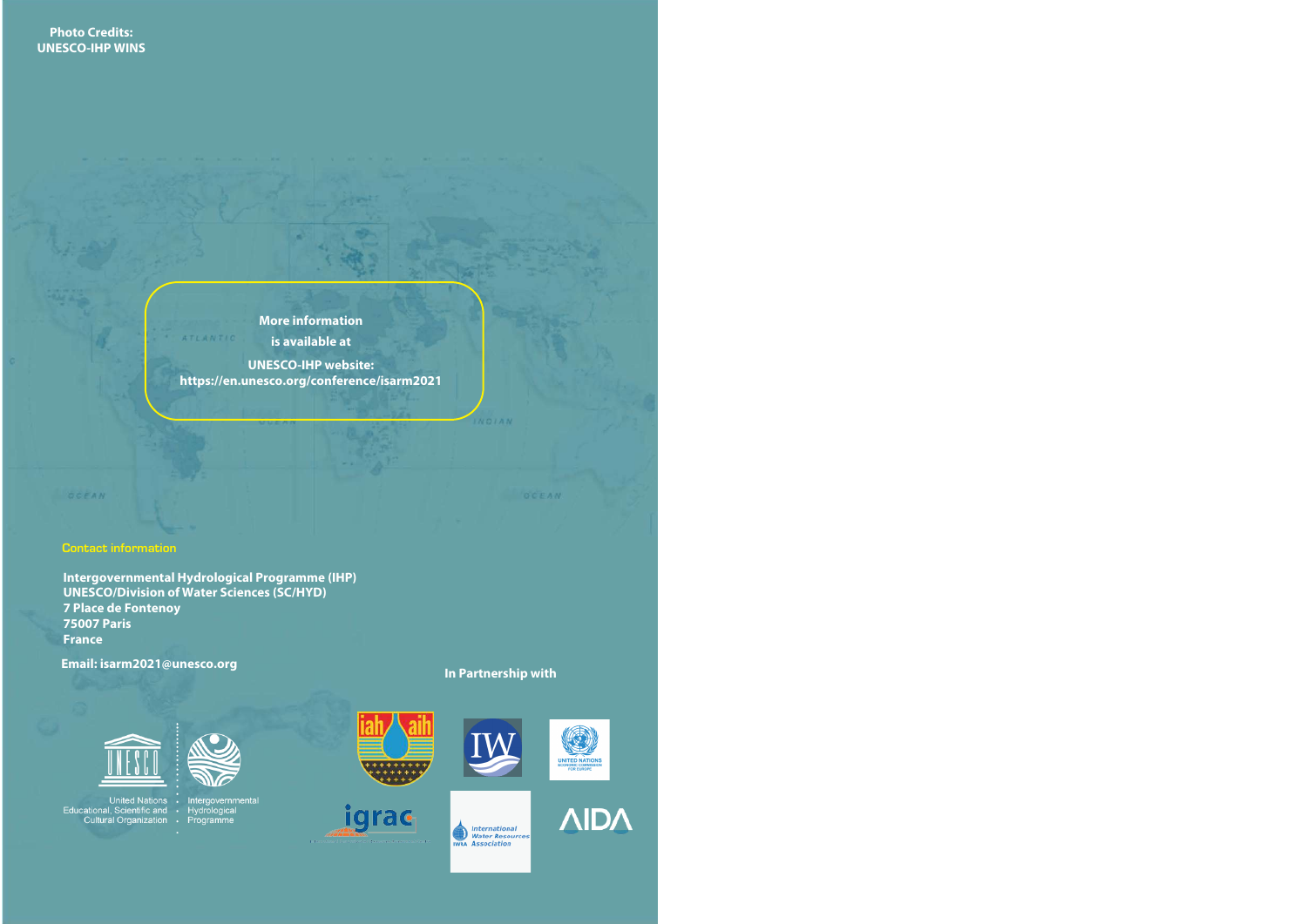**Photo Credits:**
**UNESCO-IHP WINS**

**More information**
**is available at**
**UNESCO-IHP website:**
**https://en.unesco.org/conference/isarm2021**

Contact information

**Intergovernmental Hydrological Programme (IHP)**
**UNESCO/Division of Water Sciences (SC/HYD)**
**7 Place de Fontenoy**
**75007 Paris**
**France**

**Email: isarm2021@unesco.org**

United Nations Educational, Scientific and Cultural Organization

Intergovernmental Hydrological Programme

**In Partnership with**

iah aih

IW

UNITED NATIONS ECONOMIC COMMISSION FOR EUROPE

igrac

IWRA International Water Resources Association

AIDA